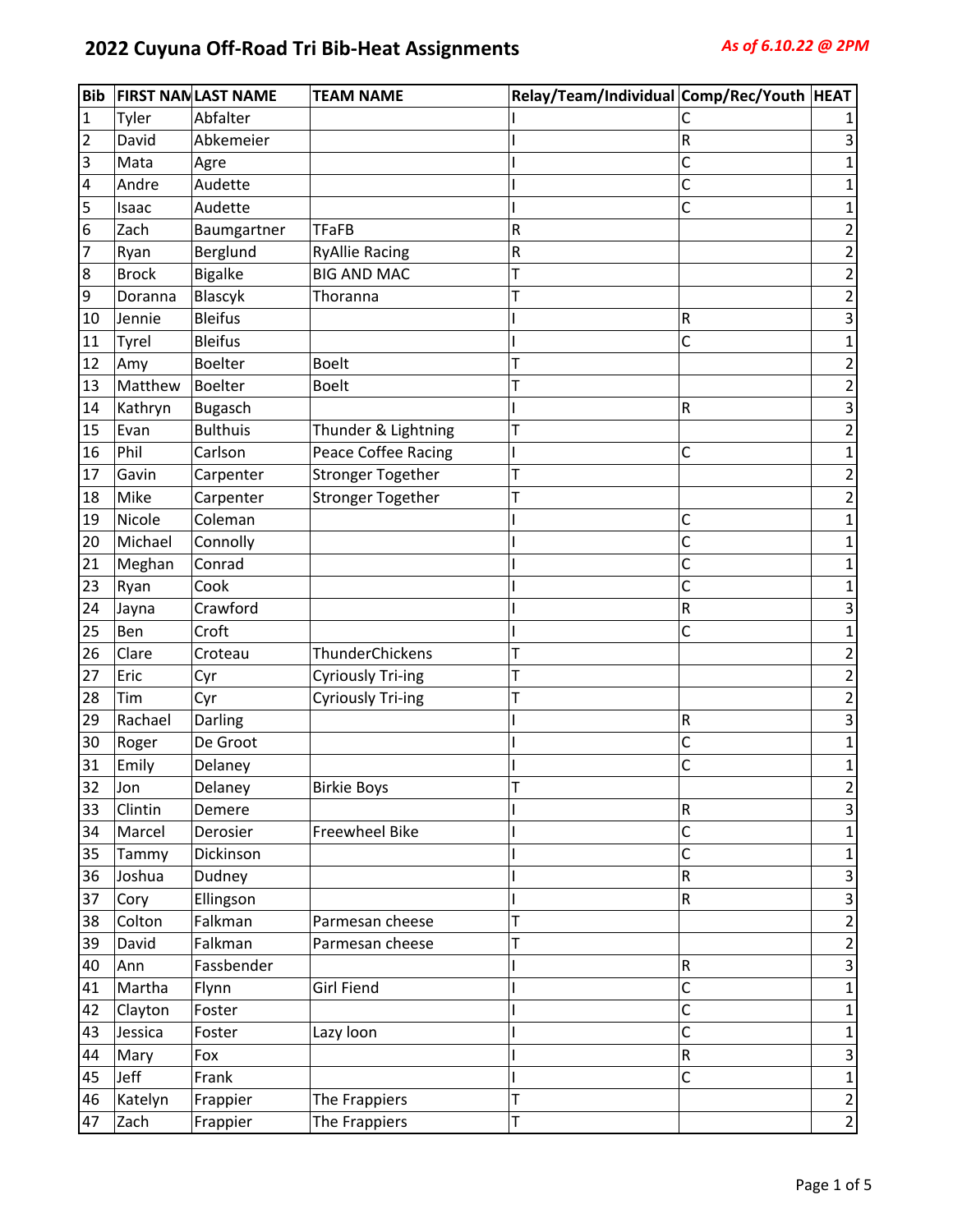# 2022 Cuyuna Off-Road Tri Bib-Heat Assignments

***As of 6.10.22 @ 2PM***

| Bib | FIRST NAM | LAST NAME | TEAM NAME | Relay/Team/Individual | Comp/Rec/Youth | HEAT |
|---|---|---|---|---|---|---|
| 1 | Tyler | Abfalter | | I | C | 1 |
| 2 | David | Abkemeier | | I | R | 3 |
| 3 | Mata | Agre | | I | C | 1 |
| 4 | Andre | Audette | | I | C | 1 |
| 5 | Isaac | Audette | | I | C | 1 |
| 6 | Zach | Baumgartner | TFaFB | R | | 2 |
| 7 | Ryan | Berglund | RyAllie Racing | R | | 2 |
| 8 | Brock | Bigalke | BIG AND MAC | T | | 2 |
| 9 | Doranna | Blascyk | Thoranna | T | | 2 |
| 10 | Jennie | Bleifus | | I | R | 3 |
| 11 | Tyrel | Bleifus | | I | C | 1 |
| 12 | Amy | Boelter | Boelt | T | | 2 |
| 13 | Matthew | Boelter | Boelt | T | | 2 |
| 14 | Kathryn | Bugasch | | I | R | 3 |
| 15 | Evan | Bulthuis | Thunder & Lightning | T | | 2 |
| 16 | Phil | Carlson | Peace Coffee Racing | I | C | 1 |
| 17 | Gavin | Carpenter | Stronger Together | T | | 2 |
| 18 | Mike | Carpenter | Stronger Together | T | | 2 |
| 19 | Nicole | Coleman | | I | C | 1 |
| 20 | Michael | Connolly | | I | C | 1 |
| 21 | Meghan | Conrad | | I | C | 1 |
| 23 | Ryan | Cook | | I | C | 1 |
| 24 | Jayna | Crawford | | I | R | 3 |
| 25 | Ben | Croft | | I | C | 1 |
| 26 | Clare | Croteau | ThunderChickens | T | | 2 |
| 27 | Eric | Cyr | Cyriously Tri-ing | T | | 2 |
| 28 | Tim | Cyr | Cyriously Tri-ing | T | | 2 |
| 29 | Rachael | Darling | | I | R | 3 |
| 30 | Roger | De Groot | | I | C | 1 |
| 31 | Emily | Delaney | | I | C | 1 |
| 32 | Jon | Delaney | Birkie Boys | T | | 2 |
| 33 | Clintin | Demere | | I | R | 3 |
| 34 | Marcel | Derosier | Freewheel Bike | I | C | 1 |
| 35 | Tammy | Dickinson | | I | C | 1 |
| 36 | Joshua | Dudney | | I | R | 3 |
| 37 | Cory | Ellingson | | I | R | 3 |
| 38 | Colton | Falkman | Parmesan cheese | T | | 2 |
| 39 | David | Falkman | Parmesan cheese | T | | 2 |
| 40 | Ann | Fassbender | | I | R | 3 |
| 41 | Martha | Flynn | Girl Fiend | I | C | 1 |
| 42 | Clayton | Foster | | I | C | 1 |
| 43 | Jessica | Foster | Lazy loon | I | C | 1 |
| 44 | Mary | Fox | | I | R | 3 |
| 45 | Jeff | Frank | | I | C | 1 |
| 46 | Katelyn | Frappier | The Frappiers | T | | 2 |
| 47 | Zach | Frappier | The Frappiers | T | | 2 |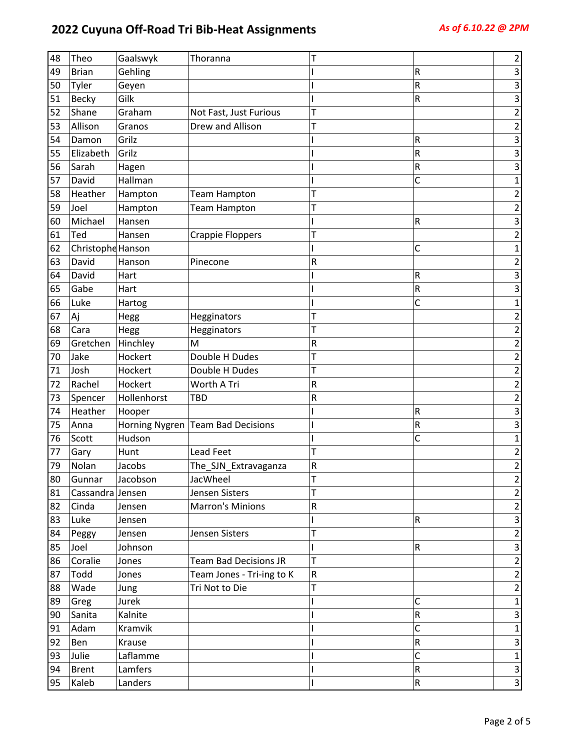# 2022 Cuyuna Off-Road Tri Bib-Heat Assignments

*As of 6.10.22 @ 2PM*

| | | | | | | |
|---|---|---|---|---|---|---|
| 48 | Theo | Gaalswyk | Thoranna | T | | 2 |
| 49 | Brian | Gehling | | I | R | 3 |
| 50 | Tyler | Geyen | | I | R | 3 |
| 51 | Becky | Gilk | | I | R | 3 |
| 52 | Shane | Graham | Not Fast, Just Furious | T | | 2 |
| 53 | Allison | Granos | Drew and Allison | T | | 2 |
| 54 | Damon | Grilz | | I | R | 3 |
| 55 | Elizabeth | Grilz | | I | R | 3 |
| 56 | Sarah | Hagen | | I | R | 3 |
| 57 | David | Hallman | | I | C | 1 |
| 58 | Heather | Hampton | Team Hampton | T | | 2 |
| 59 | Joel | Hampton | Team Hampton | T | | 2 |
| 60 | Michael | Hansen | | I | R | 3 |
| 61 | Ted | Hansen | Crappie Floppers | T | | 2 |
| 62 | Christophe | Hanson | | I | C | 1 |
| 63 | David | Hanson | Pinecone | R | | 2 |
| 64 | David | Hart | | I | R | 3 |
| 65 | Gabe | Hart | | I | R | 3 |
| 66 | Luke | Hartog | | I | C | 1 |
| 67 | Aj | Hegg | Hegginators | T | | 2 |
| 68 | Cara | Hegg | Hegginators | T | | 2 |
| 69 | Gretchen | Hinchley | M | R | | 2 |
| 70 | Jake | Hockert | Double H Dudes | T | | 2 |
| 71 | Josh | Hockert | Double H Dudes | T | | 2 |
| 72 | Rachel | Hockert | Worth A Tri | R | | 2 |
| 73 | Spencer | Hollenhorst | TBD | R | | 2 |
| 74 | Heather | Hooper | | I | R | 3 |
| 75 | Anna | Horning Nygren | Team Bad Decisions | I | R | 3 |
| 76 | Scott | Hudson | | I | C | 1 |
| 77 | Gary | Hunt | Lead Feet | T | | 2 |
| 79 | Nolan | Jacobs | The_SJN_Extravaganza | R | | 2 |
| 80 | Gunnar | Jacobson | JacWheel | T | | 2 |
| 81 | Cassandra | Jensen | Jensen Sisters | T | | 2 |
| 82 | Cinda | Jensen | Marron's Minions | R | | 2 |
| 83 | Luke | Jensen | | I | R | 3 |
| 84 | Peggy | Jensen | Jensen Sisters | T | | 2 |
| 85 | Joel | Johnson | | I | R | 3 |
| 86 | Coralie | Jones | Team Bad Decisions JR | T | | 2 |
| 87 | Todd | Jones | Team Jones - Tri-ing to K | R | | 2 |
| 88 | Wade | Jung | Tri Not to Die | T | | 2 |
| 89 | Greg | Jurek | | I | C | 1 |
| 90 | Sanita | Kalnite | | I | R | 3 |
| 91 | Adam | Kramvik | | I | C | 1 |
| 92 | Ben | Krause | | I | R | 3 |
| 93 | Julie | Laflamme | | I | C | 1 |
| 94 | Brent | Lamfers | | I | R | 3 |
| 95 | Kaleb | Landers | | I | R | 3 |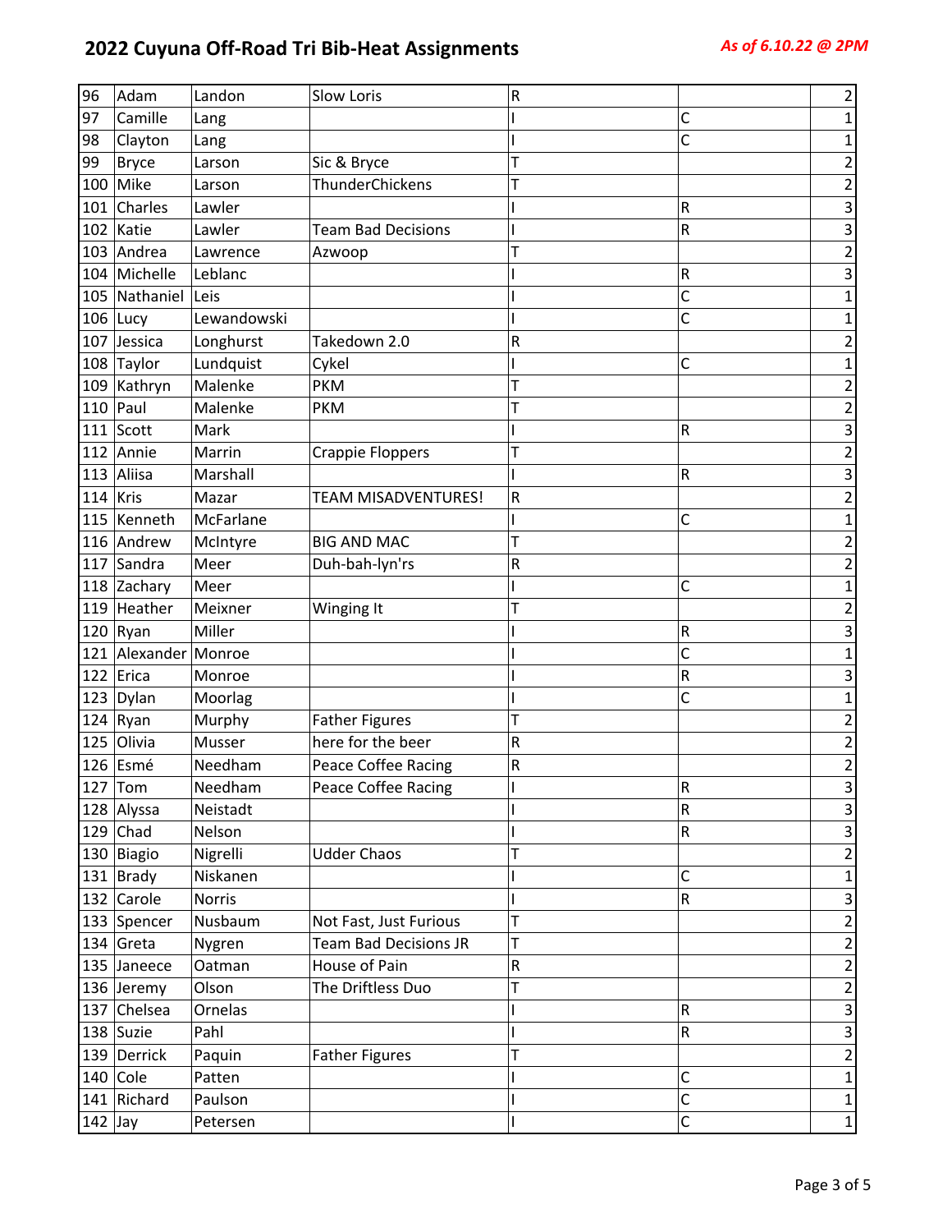## 2022 Cuyuna Off-Road Tri Bib-Heat Assignments

*As of 6.10.22 @ 2PM*

| | | | | | | |
|---|---|---|---|---|---|---|
| 96 | Adam | Landon | Slow Loris | R | | 2 |
| 97 | Camille | Lang | | I | C | 1 |
| 98 | Clayton | Lang | | I | C | 1 |
| 99 | Bryce | Larson | Sic & Bryce | T | | 2 |
| 100 | Mike | Larson | ThunderChickens | T | | 2 |
| 101 | Charles | Lawler | | I | R | 3 |
| 102 | Katie | Lawler | Team Bad Decisions | I | R | 3 |
| 103 | Andrea | Lawrence | Azwoop | T | | 2 |
| 104 | Michelle | Leblanc | | I | R | 3 |
| 105 | Nathaniel | Leis | | I | C | 1 |
| 106 | Lucy | Lewandowski | | I | C | 1 |
| 107 | Jessica | Longhurst | Takedown 2.0 | R | | 2 |
| 108 | Taylor | Lundquist | Cykel | I | C | 1 |
| 109 | Kathryn | Malenke | PKM | T | | 2 |
| 110 | Paul | Malenke | PKM | T | | 2 |
| 111 | Scott | Mark | | I | R | 3 |
| 112 | Annie | Marrin | Crappie Floppers | T | | 2 |
| 113 | Aliisa | Marshall | | I | R | 3 |
| 114 | Kris | Mazar | TEAM MISADVENTURES! | R | | 2 |
| 115 | Kenneth | McFarlane | | I | C | 1 |
| 116 | Andrew | McIntyre | BIG AND MAC | T | | 2 |
| 117 | Sandra | Meer | Duh-bah-lyn'rs | R | | 2 |
| 118 | Zachary | Meer | | I | C | 1 |
| 119 | Heather | Meixner | Winging It | T | | 2 |
| 120 | Ryan | Miller | | I | R | 3 |
| 121 | Alexander | Monroe | | I | C | 1 |
| 122 | Erica | Monroe | | I | R | 3 |
| 123 | Dylan | Moorlag | | I | C | 1 |
| 124 | Ryan | Murphy | Father Figures | T | | 2 |
| 125 | Olivia | Musser | here for the beer | R | | 2 |
| 126 | Esmé | Needham | Peace Coffee Racing | R | | 2 |
| 127 | Tom | Needham | Peace Coffee Racing | I | R | 3 |
| 128 | Alyssa | Neistadt | | I | R | 3 |
| 129 | Chad | Nelson | | I | R | 3 |
| 130 | Biagio | Nigrelli | Udder Chaos | T | | 2 |
| 131 | Brady | Niskanen | | I | C | 1 |
| 132 | Carole | Norris | | I | R | 3 |
| 133 | Spencer | Nusbaum | Not Fast, Just Furious | T | | 2 |
| 134 | Greta | Nygren | Team Bad Decisions JR | T | | 2 |
| 135 | Janeece | Oatman | House of Pain | R | | 2 |
| 136 | Jeremy | Olson | The Driftless Duo | T | | 2 |
| 137 | Chelsea | Ornelas | | I | R | 3 |
| 138 | Suzie | Pahl | | I | R | 3 |
| 139 | Derrick | Paquin | Father Figures | T | | 2 |
| 140 | Cole | Patten | | I | C | 1 |
| 141 | Richard | Paulson | | I | C | 1 |
| 142 | Jay | Petersen | | I | C | 1 |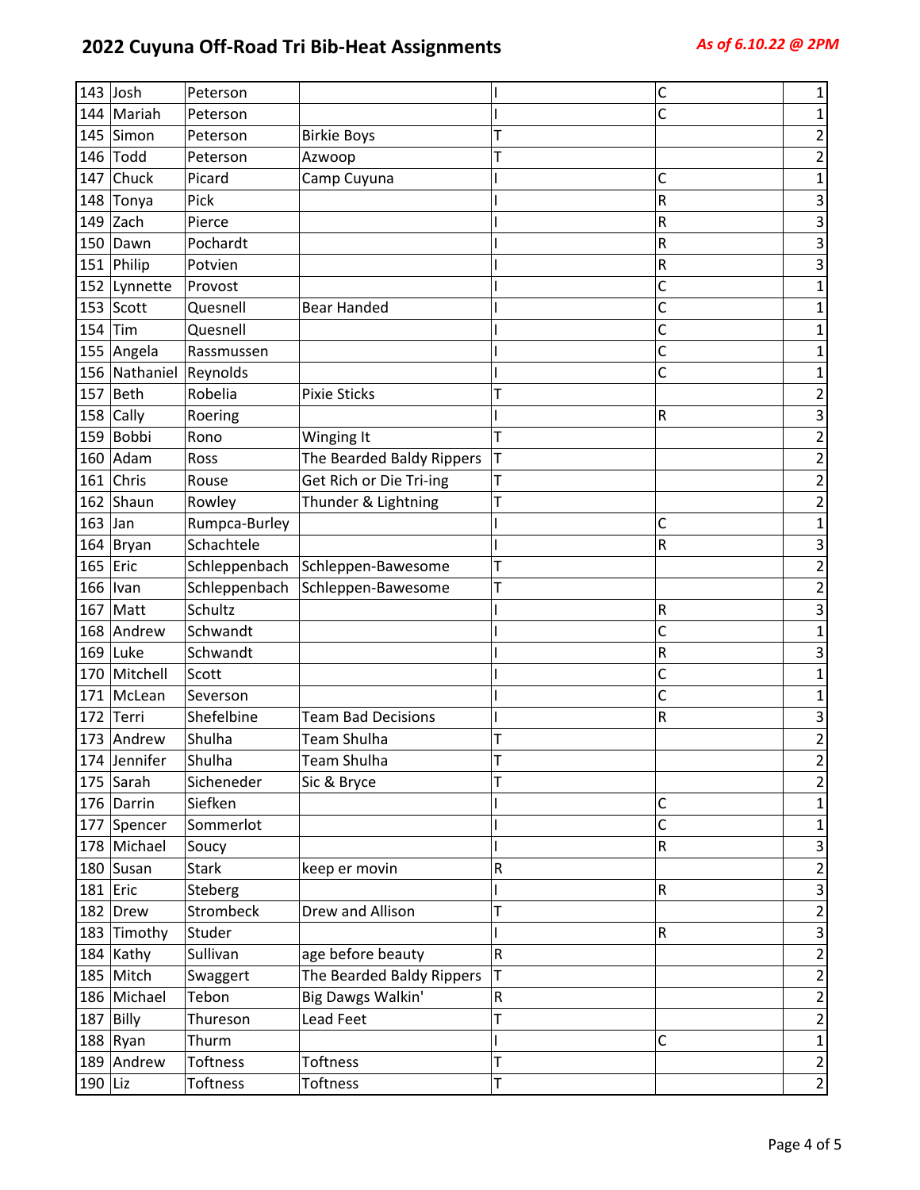# 2022 Cuyuna Off-Road Tri Bib-Heat Assignments

*As of 6.10.22 @ 2PM*

| | | | | | | |
|---|---|---|---|---|---|---|
| 143 | Josh | Peterson | | I | C | 1 |
| 144 | Mariah | Peterson | | I | C | 1 |
| 145 | Simon | Peterson | Birkie Boys | T | | 2 |
| 146 | Todd | Peterson | Azwoop | T | | 2 |
| 147 | Chuck | Picard | Camp Cuyuna | I | C | 1 |
| 148 | Tonya | Pick | | I | R | 3 |
| 149 | Zach | Pierce | | I | R | 3 |
| 150 | Dawn | Pochardt | | I | R | 3 |
| 151 | Philip | Potvien | | I | R | 3 |
| 152 | Lynnette | Provost | | I | C | 1 |
| 153 | Scott | Quesnell | Bear Handed | I | C | 1 |
| 154 | Tim | Quesnell | | I | C | 1 |
| 155 | Angela | Rassmussen | | I | C | 1 |
| 156 | Nathaniel | Reynolds | | I | C | 1 |
| 157 | Beth | Robelia | Pixie Sticks | T | | 2 |
| 158 | Cally | Roering | | I | R | 3 |
| 159 | Bobbi | Rono | Winging It | T | | 2 |
| 160 | Adam | Ross | The Bearded Baldy Rippers | T | | 2 |
| 161 | Chris | Rouse | Get Rich or Die Tri-ing | T | | 2 |
| 162 | Shaun | Rowley | Thunder & Lightning | T | | 2 |
| 163 | Jan | Rumpca-Burley | | I | C | 1 |
| 164 | Bryan | Schachtele | | I | R | 3 |
| 165 | Eric | Schleppenbach | Schleppen-Bawesome | T | | 2 |
| 166 | Ivan | Schleppenbach | Schleppen-Bawesome | T | | 2 |
| 167 | Matt | Schultz | | I | R | 3 |
| 168 | Andrew | Schwandt | | I | C | 1 |
| 169 | Luke | Schwandt | | I | R | 3 |
| 170 | Mitchell | Scott | | I | C | 1 |
| 171 | McLean | Severson | | I | C | 1 |
| 172 | Terri | Shefelbine | Team Bad Decisions | I | R | 3 |
| 173 | Andrew | Shulha | Team Shulha | T | | 2 |
| 174 | Jennifer | Shulha | Team Shulha | T | | 2 |
| 175 | Sarah | Sicheneder | Sic & Bryce | T | | 2 |
| 176 | Darrin | Siefken | | I | C | 1 |
| 177 | Spencer | Sommerlot | | I | C | 1 |
| 178 | Michael | Soucy | | I | R | 3 |
| 180 | Susan | Stark | keep er movin | R | | 2 |
| 181 | Eric | Steberg | | I | R | 3 |
| 182 | Drew | Strombeck | Drew and Allison | T | | 2 |
| 183 | Timothy | Studer | | I | R | 3 |
| 184 | Kathy | Sullivan | age before beauty | R | | 2 |
| 185 | Mitch | Swaggert | The Bearded Baldy Rippers | T | | 2 |
| 186 | Michael | Tebon | Big Dawgs Walkin' | R | | 2 |
| 187 | Billy | Thureson | Lead Feet | T | | 2 |
| 188 | Ryan | Thurm | | I | C | 1 |
| 189 | Andrew | Toftness | Toftness | T | | 2 |
| 190 | Liz | Toftness | Toftness | T | | 2 |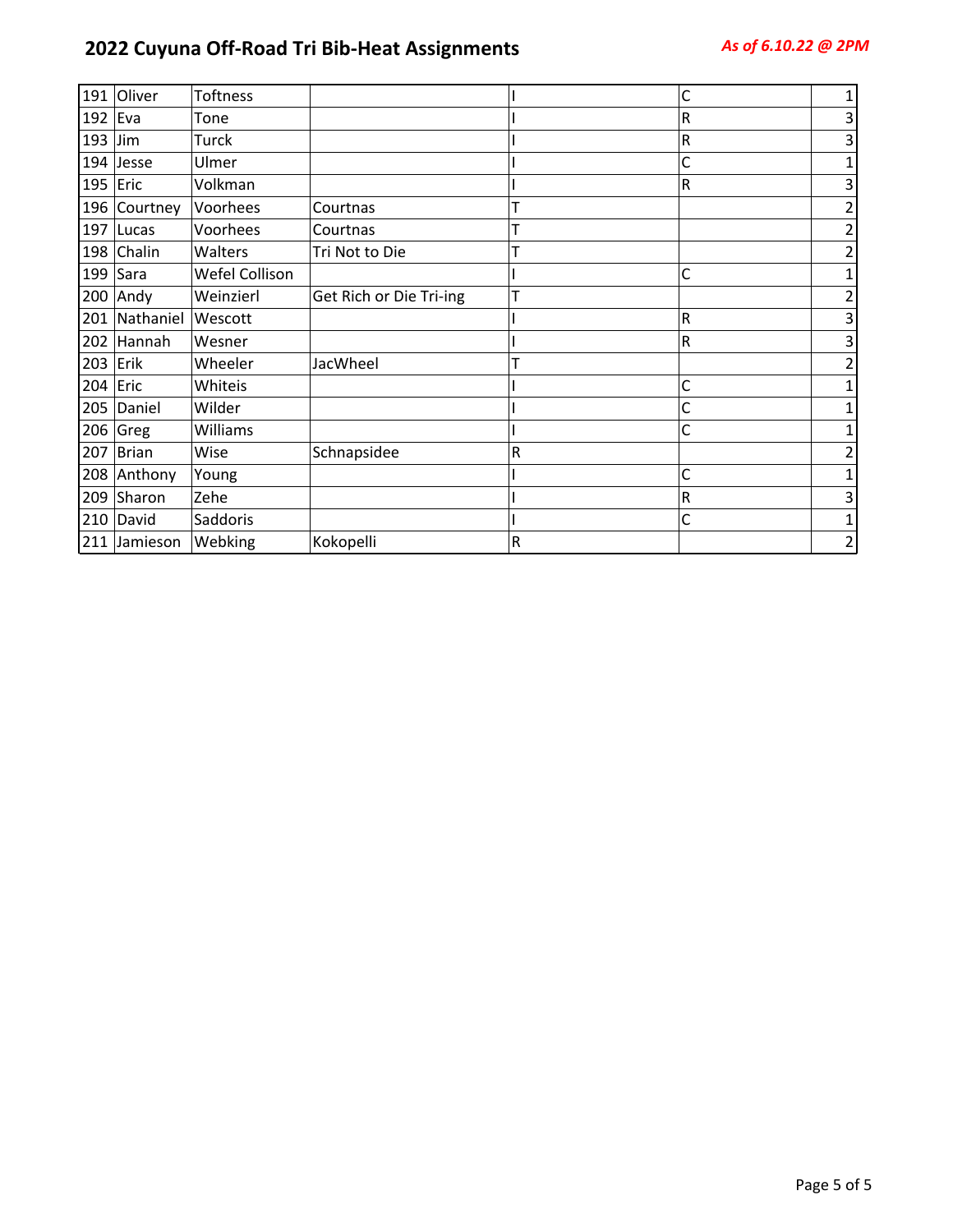## 2022 Cuyuna Off-Road Tri Bib-Heat Assignments

***As of 6.10.22 @ 2PM***

| | | | | | | |
|---|---|---|---|---|---|---|
| 191 | Oliver | Toftness | | I | C | 1 |
| 192 | Eva | Tone | | I | R | 3 |
| 193 | Jim | Turck | | I | R | 3 |
| 194 | Jesse | Ulmer | | I | C | 1 |
| 195 | Eric | Volkman | | I | R | 3 |
| 196 | Courtney | Voorhees | Courtnas | T | | 2 |
| 197 | Lucas | Voorhees | Courtnas | T | | 2 |
| 198 | Chalin | Walters | Tri Not to Die | T | | 2 |
| 199 | Sara | Wefel Collison | | I | C | 1 |
| 200 | Andy | Weinzierl | Get Rich or Die Tri-ing | T | | 2 |
| 201 | Nathaniel | Wescott | | I | R | 3 |
| 202 | Hannah | Wesner | | I | R | 3 |
| 203 | Erik | Wheeler | JacWheel | T | | 2 |
| 204 | Eric | Whiteis | | I | C | 1 |
| 205 | Daniel | Wilder | | I | C | 1 |
| 206 | Greg | Williams | | I | C | 1 |
| 207 | Brian | Wise | Schnapsidee | R | | 2 |
| 208 | Anthony | Young | | I | C | 1 |
| 209 | Sharon | Zehe | | I | R | 3 |
| 210 | David | Saddoris | | I | C | 1 |
| 211 | Jamieson | Webking | Kokopelli | R | | 2 |